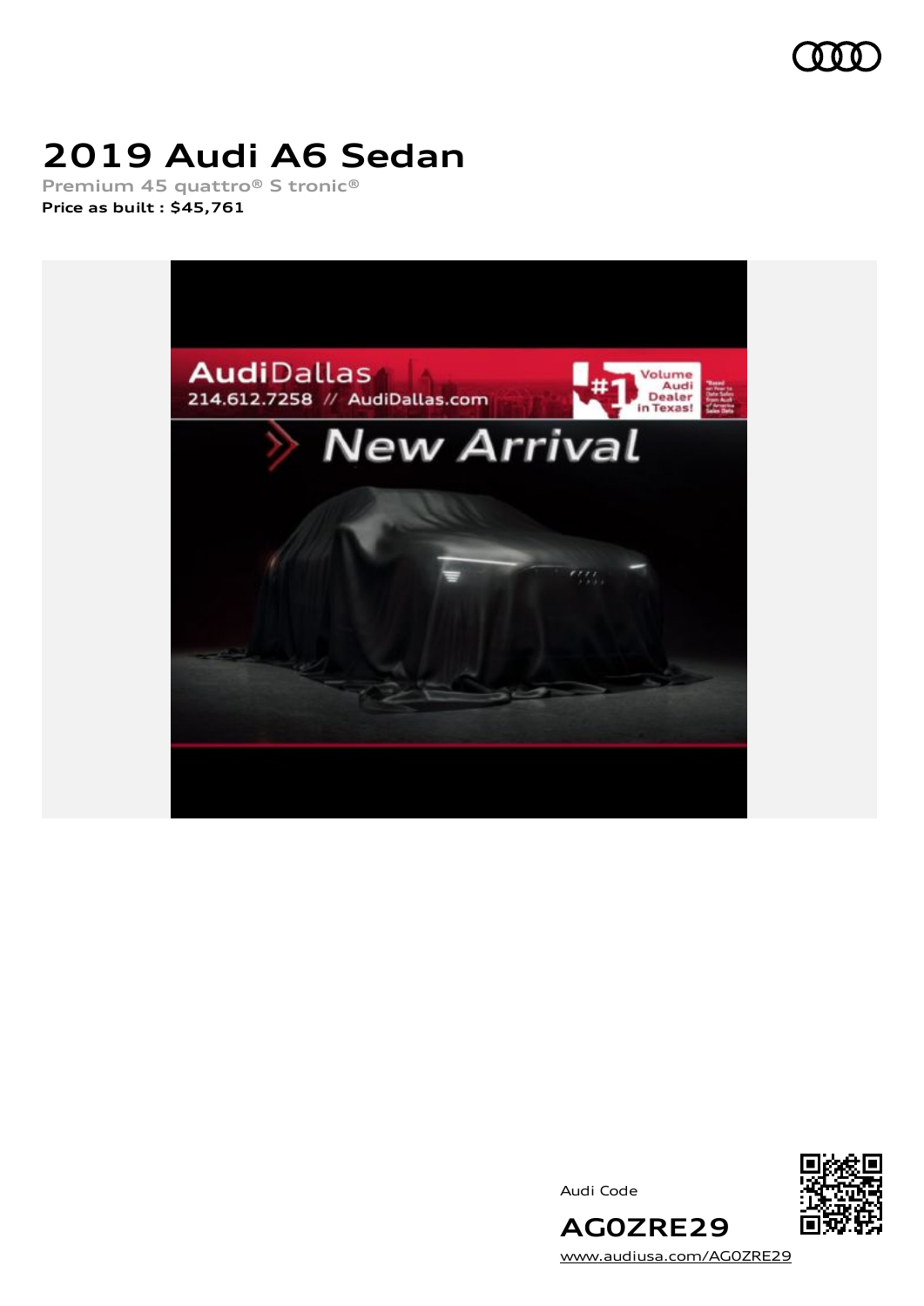# 2019 Audi A6 Sedan

Premium 45 quattro® S tronic®

**Price as built : $45,761**

Audi Code

**AG0ZRE29**

www.audiusa.com/AG0ZRE29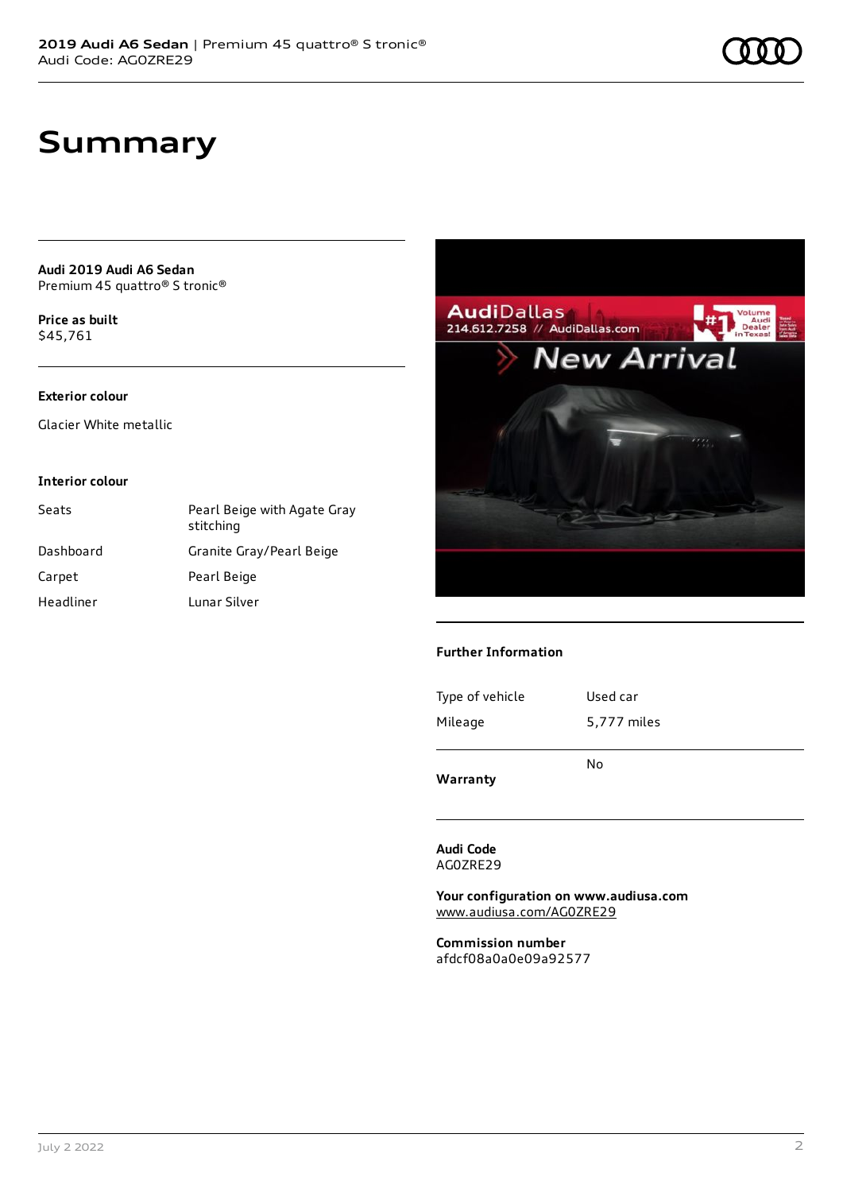# Summary

**Audi 2019 Audi A6 Sedan**
Premium 45 quattro® S tronic®

**Price as built**
$45,761

**Exterior colour**

Glacier White metallic

**Interior colour**

| | |
|---|---|
| Seats | Pearl Beige with Agate Gray stitching |
| Dashboard | Granite Gray/Pearl Beige |
| Carpet | Pearl Beige |
| Headliner | Lunar Silver |

**Further Information**

| | |
|---|---|
| Type of vehicle | Used car |
| Mileage | 5,777 miles |

**Warranty** No

**Audi Code**
AG0ZRE29

**Your configuration on www.audiusa.com**
www.audiusa.com/AG0ZRE29

**Commission number**
afdcf08a0a0e09a92577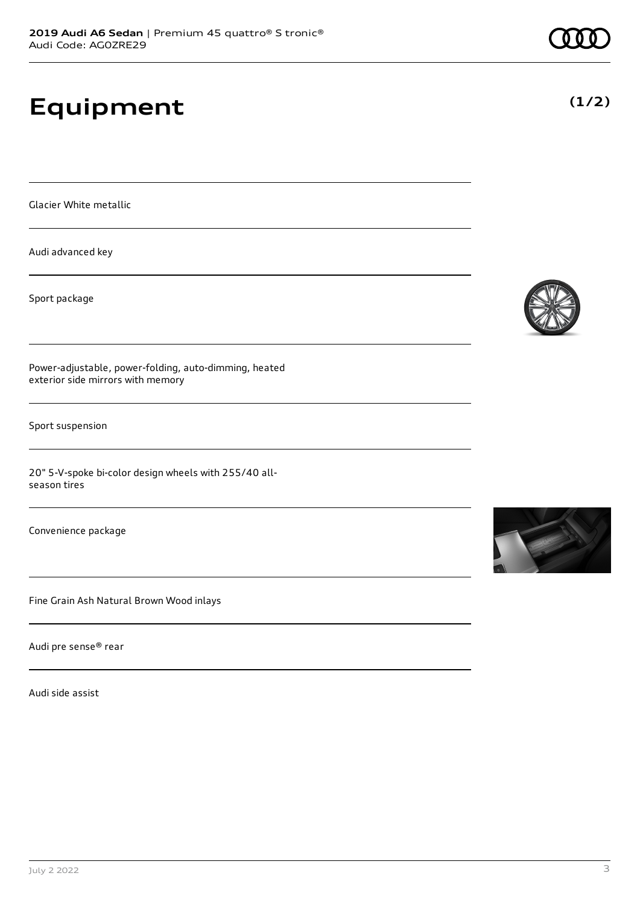# Equipment

**(1/2)**

Glacier White metallic

Audi advanced key

Sport package

Power-adjustable, power-folding, auto-dimming, heated exterior side mirrors with memory

Sport suspension

20" 5-V-spoke bi-color design wheels with 255/40 all-season tires

Convenience package

Fine Grain Ash Natural Brown Wood inlays

Audi pre sense® rear

Audi side assist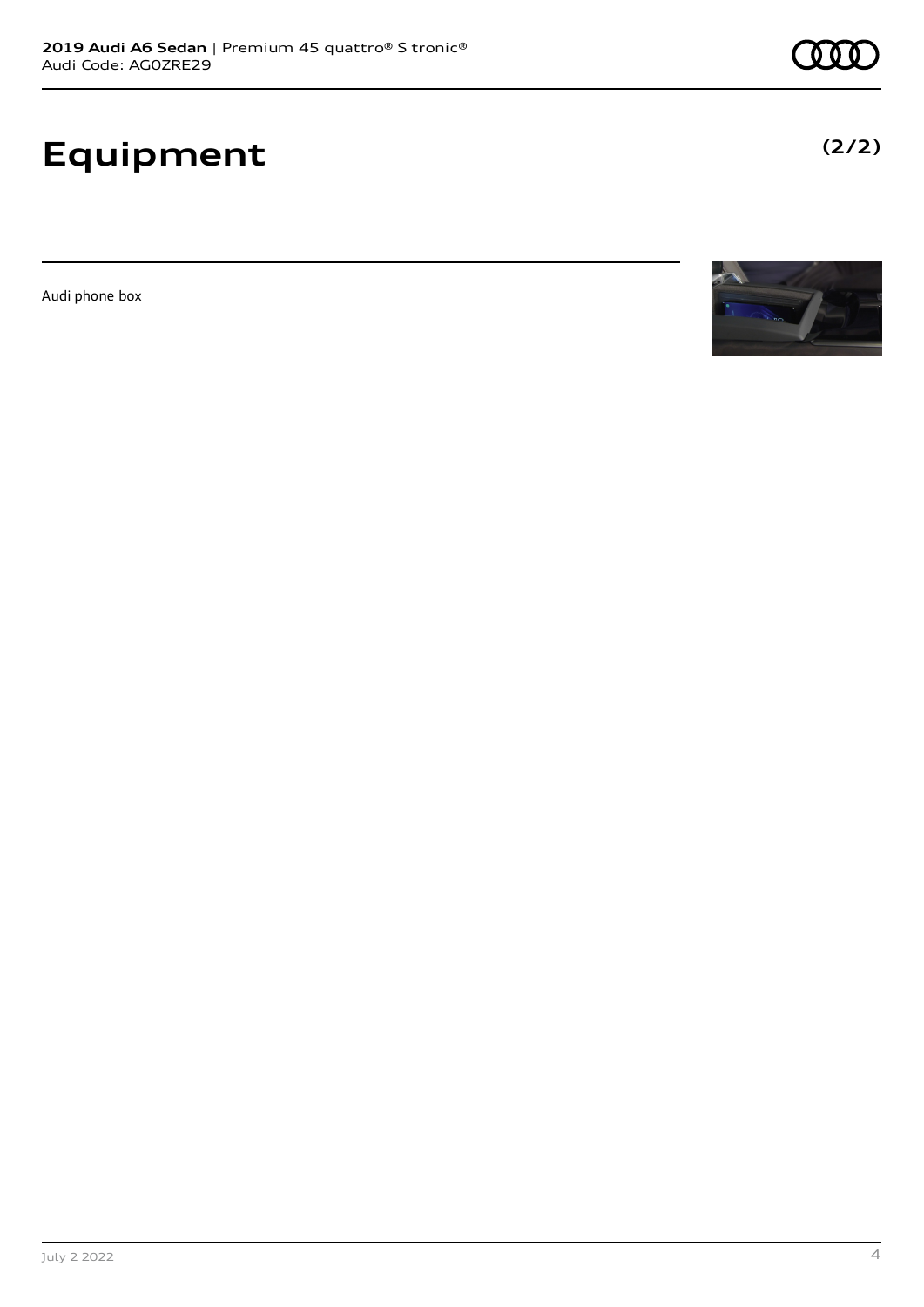# Equipment

**(2/2)**

Audi phone box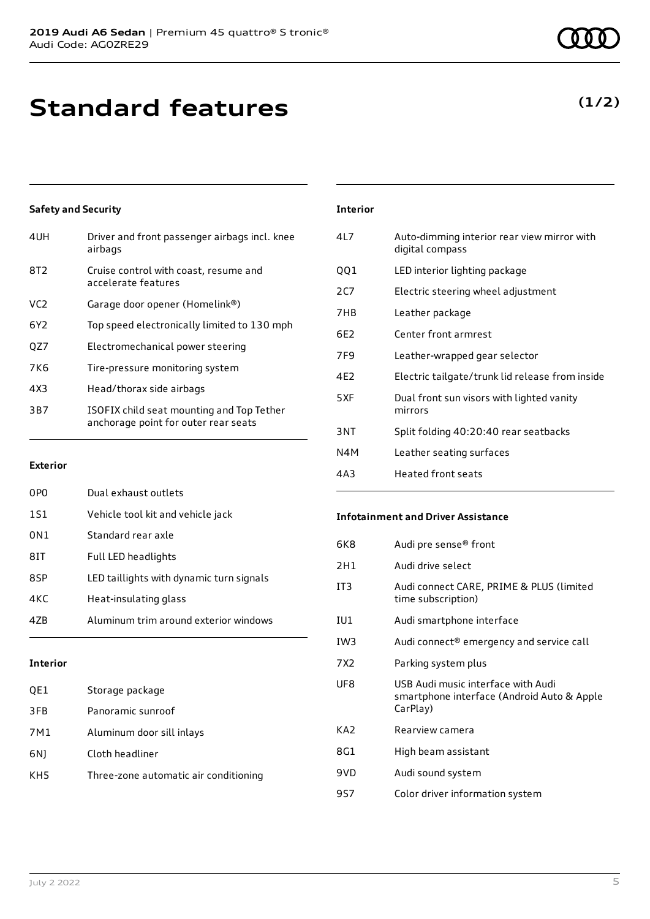# Standard features

**(1/2)**

### Safety and Security

| | |
|---|---|
| 4UH | Driver and front passenger airbags incl. knee airbags |
| 8T2 | Cruise control with coast, resume and accelerate features |
| VC2 | Garage door opener (Homelink®) |
| 6Y2 | Top speed electronically limited to 130 mph |
| QZ7 | Electromechanical power steering |
| 7K6 | Tire-pressure monitoring system |
| 4X3 | Head/thorax side airbags |
| 3B7 | ISOFIX child seat mounting and Top Tether anchorage point for outer rear seats |

### Exterior

| | |
|---|---|
| 0P0 | Dual exhaust outlets |
| 1S1 | Vehicle tool kit and vehicle jack |
| 0N1 | Standard rear axle |
| 8IT | Full LED headlights |
| 8SP | LED taillights with dynamic turn signals |
| 4KC | Heat-insulating glass |
| 4ZB | Aluminum trim around exterior windows |

### Interior

| | |
|---|---|
| QE1 | Storage package |
| 3FB | Panoramic sunroof |
| 7M1 | Aluminum door sill inlays |
| 6NJ | Cloth headliner |
| KH5 | Three-zone automatic air conditioning |

### Interior

| | |
|---|---|
| 4L7 | Auto-dimming interior rear view mirror with digital compass |
| QQ1 | LED interior lighting package |
| 2C7 | Electric steering wheel adjustment |
| 7HB | Leather package |
| 6E2 | Center front armrest |
| 7F9 | Leather-wrapped gear selector |
| 4E2 | Electric tailgate/trunk lid release from inside |
| 5XF | Dual front sun visors with lighted vanity mirrors |
| 3NT | Split folding 40:20:40 rear seatbacks |
| N4M | Leather seating surfaces |
| 4A3 | Heated front seats |

### Infotainment and Driver Assistance

| | |
|---|---|
| 6K8 | Audi pre sense® front |
| 2H1 | Audi drive select |
| IT3 | Audi connect CARE, PRIME & PLUS (limited time subscription) |
| IU1 | Audi smartphone interface |
| IW3 | Audi connect® emergency and service call |
| 7X2 | Parking system plus |
| UF8 | USB Audi music interface with Audi smartphone interface (Android Auto & Apple CarPlay) |
| KA2 | Rearview camera |
| 8G1 | High beam assistant |
| 9VD | Audi sound system |
| 9S7 | Color driver information system |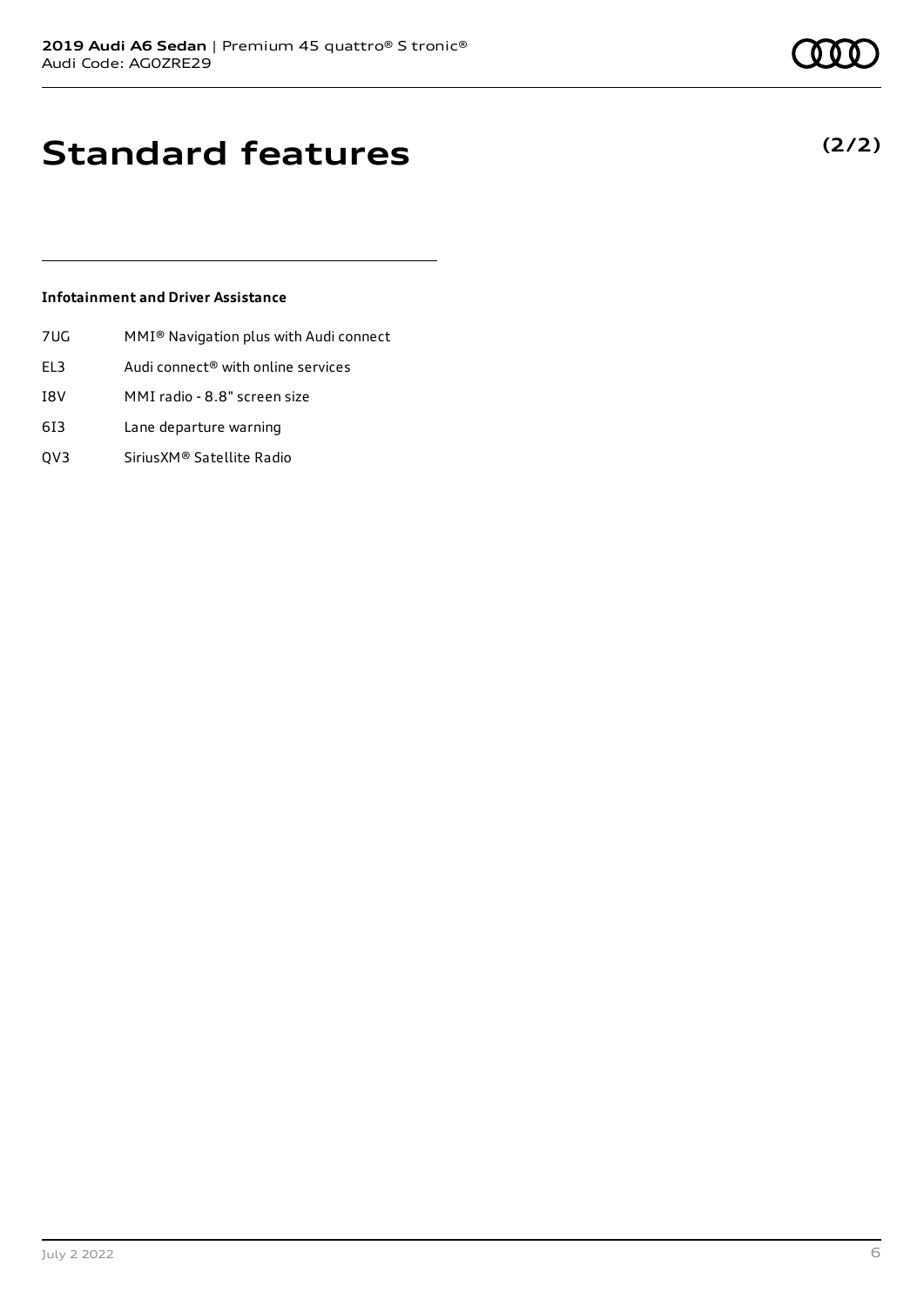# Standard features

**(2/2)**

### Infotainment and Driver Assistance

| | |
|---|---|
| 7UG | MMI® Navigation plus with Audi connect |
| EL3 | Audi connect® with online services |
| I8V | MMI radio - 8.8" screen size |
| 6I3 | Lane departure warning |
| QV3 | SiriusXM® Satellite Radio |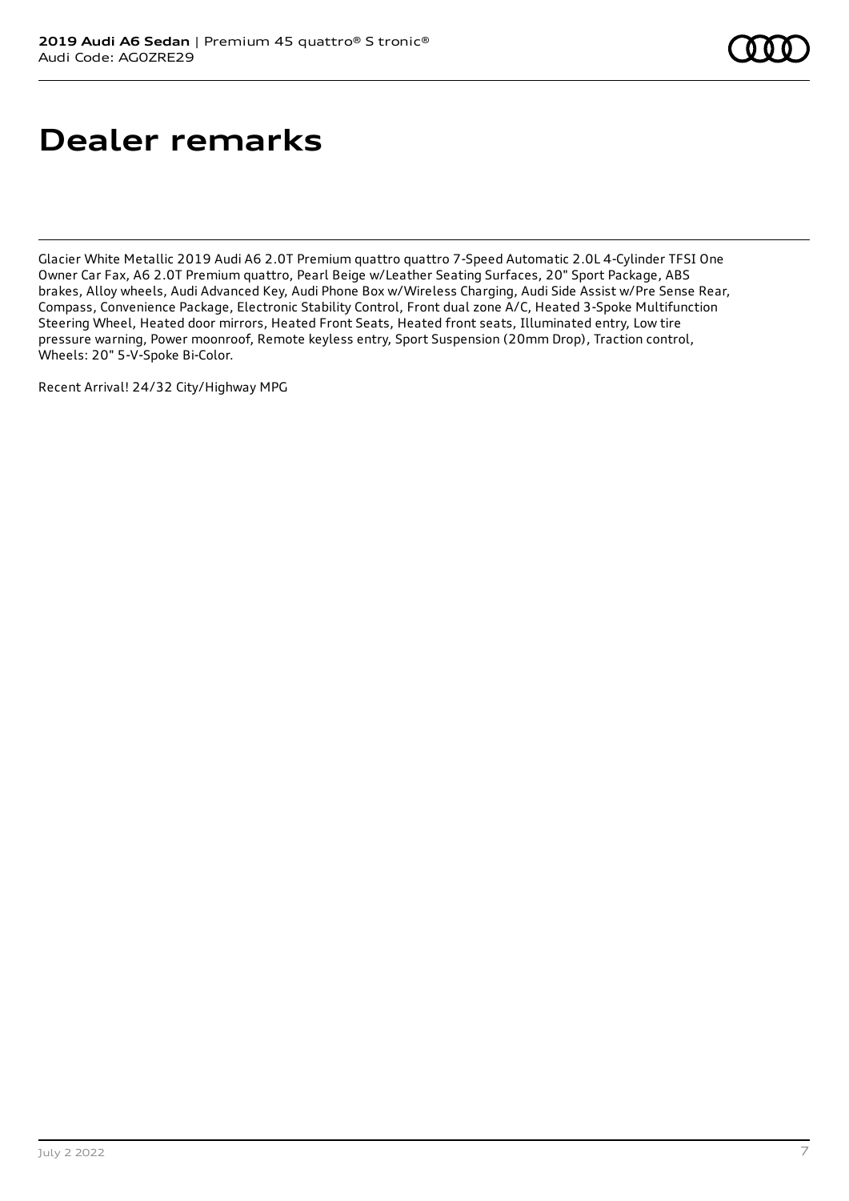# Dealer remarks

Glacier White Metallic 2019 Audi A6 2.0T Premium quattro quattro 7-Speed Automatic 2.0L 4-Cylinder TFSI One Owner Car Fax, A6 2.0T Premium quattro, Pearl Beige w/Leather Seating Surfaces, 20" Sport Package, ABS brakes, Alloy wheels, Audi Advanced Key, Audi Phone Box w/Wireless Charging, Audi Side Assist w/Pre Sense Rear, Compass, Convenience Package, Electronic Stability Control, Front dual zone A/C, Heated 3-Spoke Multifunction Steering Wheel, Heated door mirrors, Heated Front Seats, Heated front seats, Illuminated entry, Low tire pressure warning, Power moonroof, Remote keyless entry, Sport Suspension (20mm Drop), Traction control, Wheels: 20" 5-V-Spoke Bi-Color.

Recent Arrival! 24/32 City/Highway MPG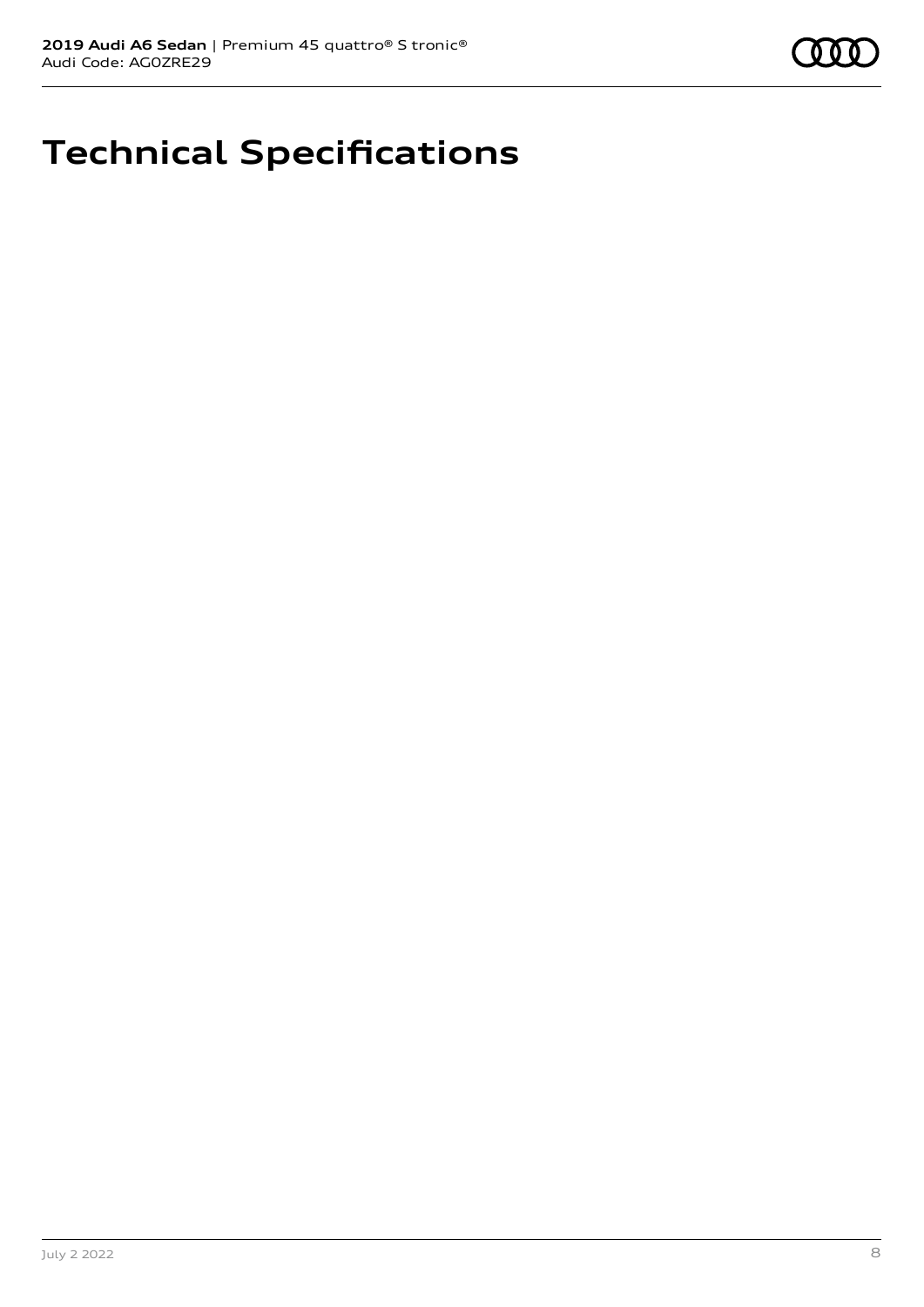# Technical Specifications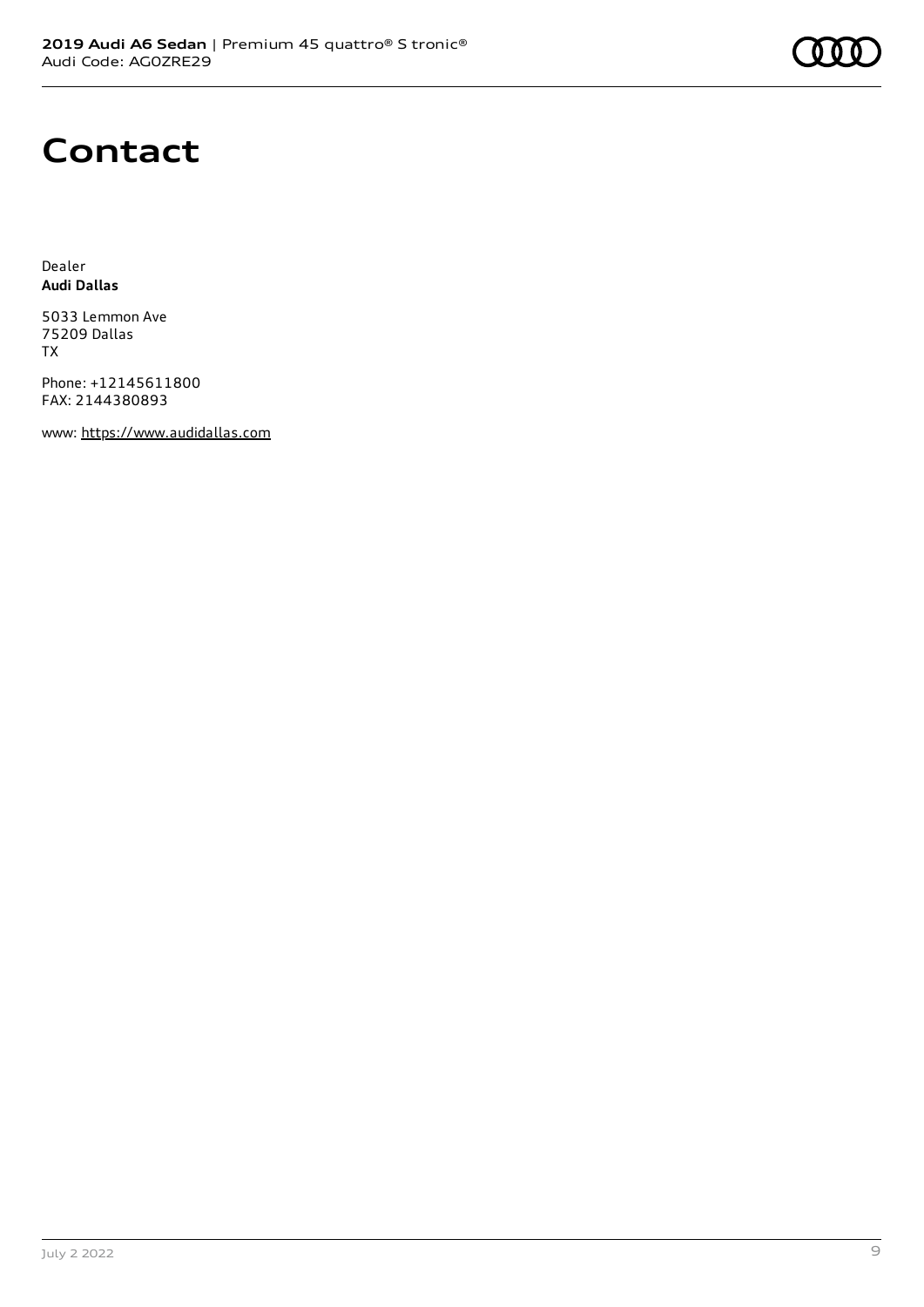# Contact

Dealer
**Audi Dallas**

5033 Lemmon Ave
75209 Dallas
TX

Phone: +12145611800
FAX: 2144380893

www: https://www.audidallas.com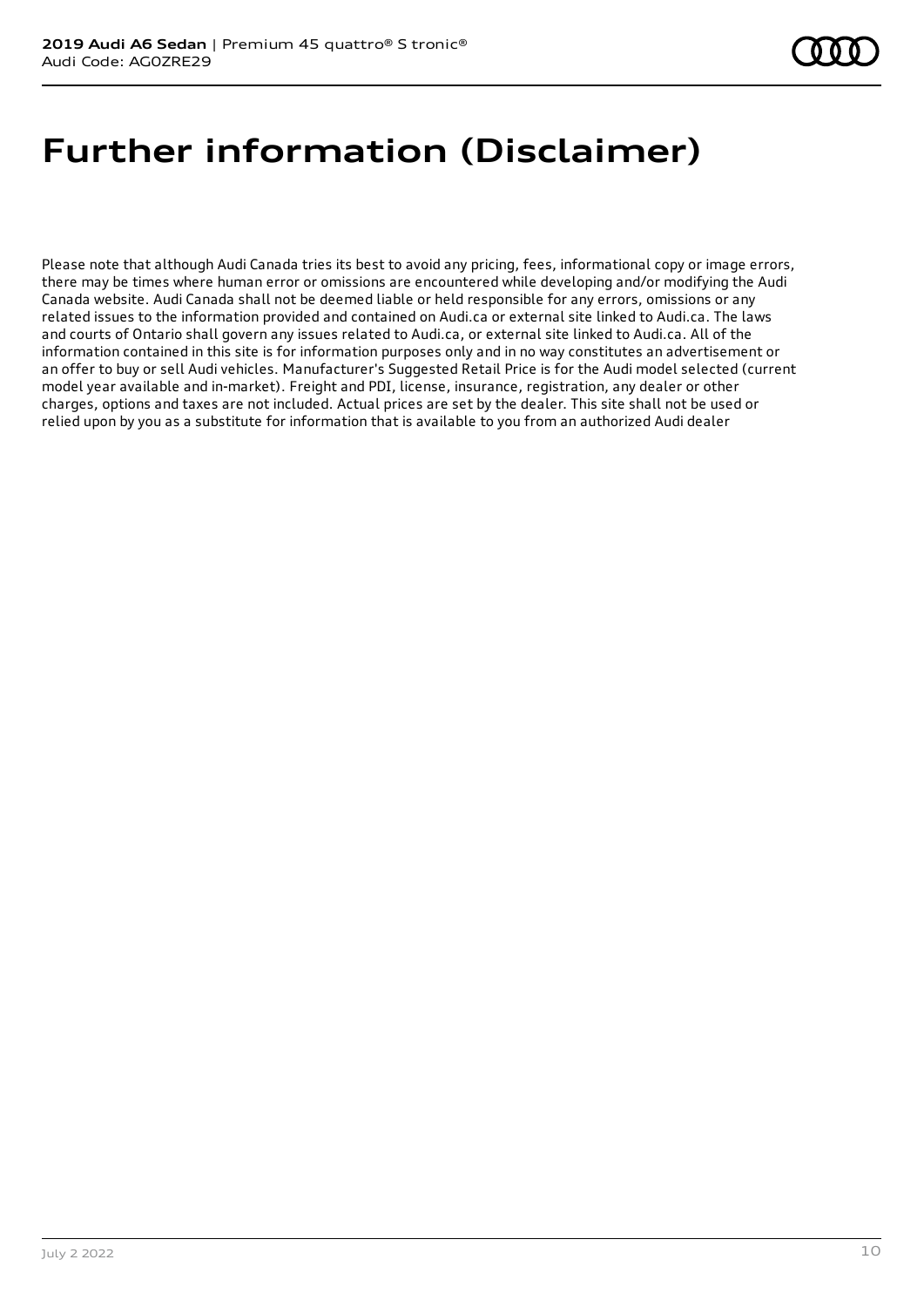# Further information (Disclaimer)

Please note that although Audi Canada tries its best to avoid any pricing, fees, informational copy or image errors, there may be times where human error or omissions are encountered while developing and/or modifying the Audi Canada website. Audi Canada shall not be deemed liable or held responsible for any errors, omissions or any related issues to the information provided and contained on Audi.ca or external site linked to Audi.ca. The laws and courts of Ontario shall govern any issues related to Audi.ca, or external site linked to Audi.ca. All of the information contained in this site is for information purposes only and in no way constitutes an advertisement or an offer to buy or sell Audi vehicles. Manufacturer's Suggested Retail Price is for the Audi model selected (current model year available and in-market). Freight and PDI, license, insurance, registration, any dealer or other charges, options and taxes are not included. Actual prices are set by the dealer. This site shall not be used or relied upon by you as a substitute for information that is available to you from an authorized Audi dealer